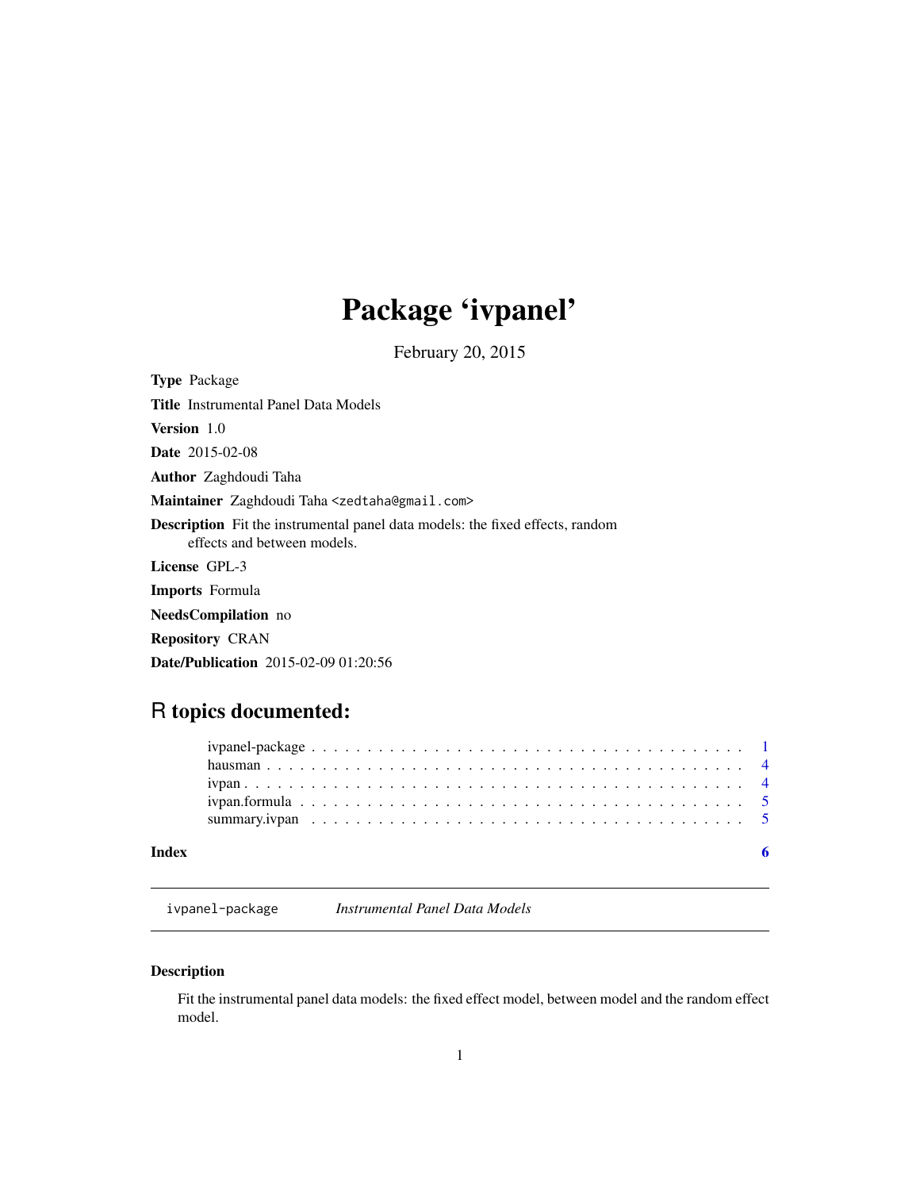# Package 'ivpanel'

February 20, 2015

**Type** Package

**Title** Instrumental Panel Data Models

**Version** 1.0

**Date** 2015-02-08

**Author** Zaghdoudi Taha

**Maintainer** Zaghdoudi Taha <zedtaha@gmail.com>

**Description** Fit the instrumental panel data models: the fixed effects, random effects and between models.

**License** GPL-3

**Imports** Formula

**NeedsCompilation** no

**Repository** CRAN

**Date/Publication** 2015-02-09 01:20:56

## R topics documented:

- ivpanel-package . . . . . . . . . . . . . . . . . . . . . . . . . . . . . . . . . . . . . . . 1
- hausman . . . . . . . . . . . . . . . . . . . . . . . . . . . . . . . . . . . . . . . . . . . 4
- ivpan . . . . . . . . . . . . . . . . . . . . . . . . . . . . . . . . . . . . . . . . . . . . . 4
- ivpan.formula . . . . . . . . . . . . . . . . . . . . . . . . . . . . . . . . . . . . . . . . 5
- summary.ivpan . . . . . . . . . . . . . . . . . . . . . . . . . . . . . . . . . . . . . . . 5

**Index** **6**

---

`ivpanel-package` *Instrumental Panel Data Models*

---

### Description

Fit the instrumental panel data models: the fixed effect model, between model and the random effect model.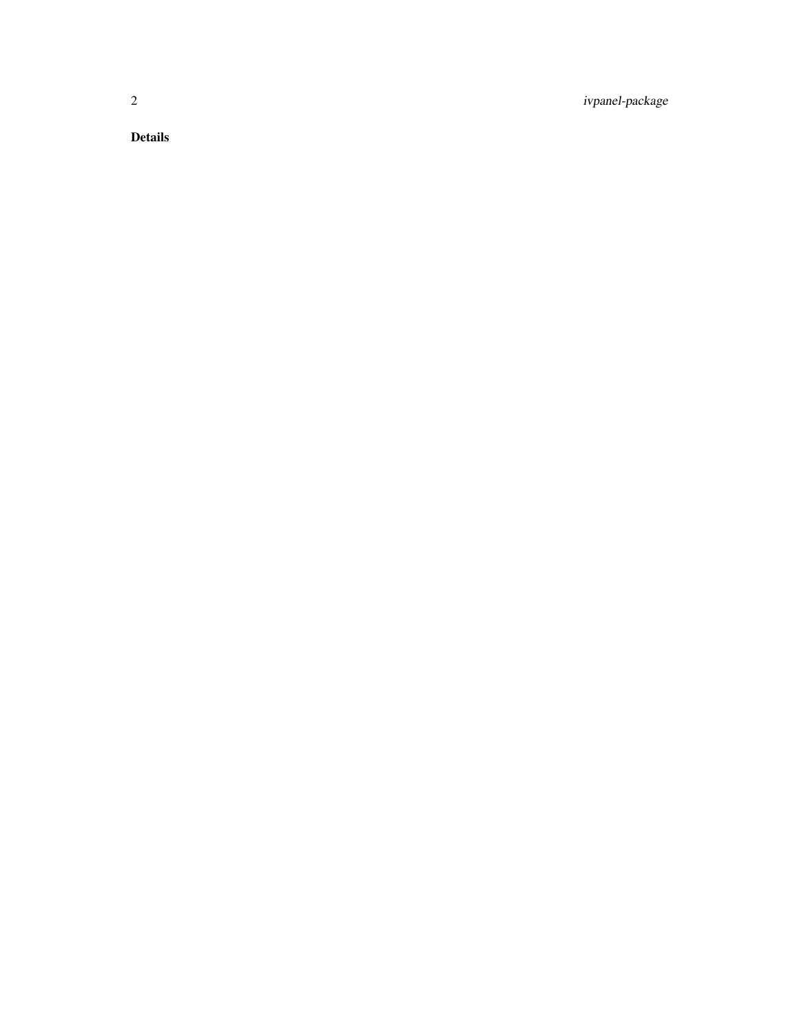**Details**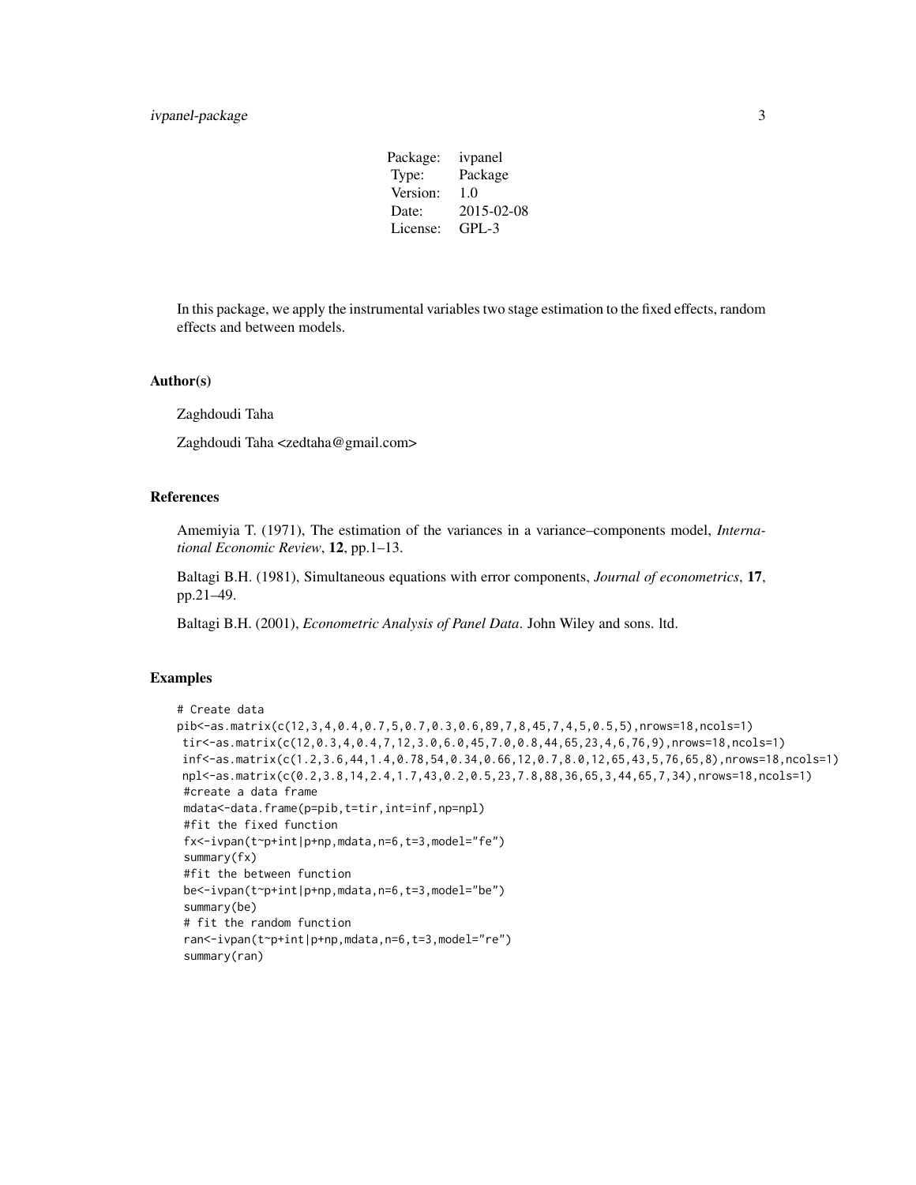| | |
|---|---|
| Package: | ivpanel |
| Type: | Package |
| Version: | 1.0 |
| Date: | 2015-02-08 |
| License: | GPL-3 |

In this package, we apply the instrumental variables two stage estimation to the fixed effects, random effects and between models.

## Author(s)

Zaghdoudi Taha

Zaghdoudi Taha <zedtaha@gmail.com>

## References

Amemiyia T. (1971), The estimation of the variances in a variance–components model, *International Economic Review*, **12**, pp.1–13.

Baltagi B.H. (1981), Simultaneous equations with error components, *Journal of econometrics*, **17**, pp.21–49.

Baltagi B.H. (2001), *Econometric Analysis of Panel Data*. John Wiley and sons. ltd.

## Examples

```
# Create data
pib<-as.matrix(c(12,3,4,0.4,0.7,5,0.7,0.3,0.6,89,7,8,45,7,4,5,0.5,5),nrows=18,ncols=1)
 tir<-as.matrix(c(12,0.3,4,0.4,7,12,3.0,6.0,45,7.0,0.8,44,65,23,4,6,76,9),nrows=18,ncols=1)
 inf<-as.matrix(c(1.2,3.6,44,1.4,0.78,54,0.34,0.66,12,0.7,8.0,12,65,43,5,76,65,8),nrows=18,ncols=1)
 npl<-as.matrix(c(0.2,3.8,14,2.4,1.7,43,0.2,0.5,23,7.8,88,36,65,3,44,65,7,34),nrows=18,ncols=1)
 #create a data frame
 mdata<-data.frame(p=pib,t=tir,int=inf,np=npl)
 #fit the fixed function
 fx<-ivpan(t~p+int|p+np,mdata,n=6,t=3,model="fe")
 summary(fx)
 #fit the between function
 be<-ivpan(t~p+int|p+np,mdata,n=6,t=3,model="be")
 summary(be)
 # fit the random function
 ran<-ivpan(t~p+int|p+np,mdata,n=6,t=3,model="re")
 summary(ran)
```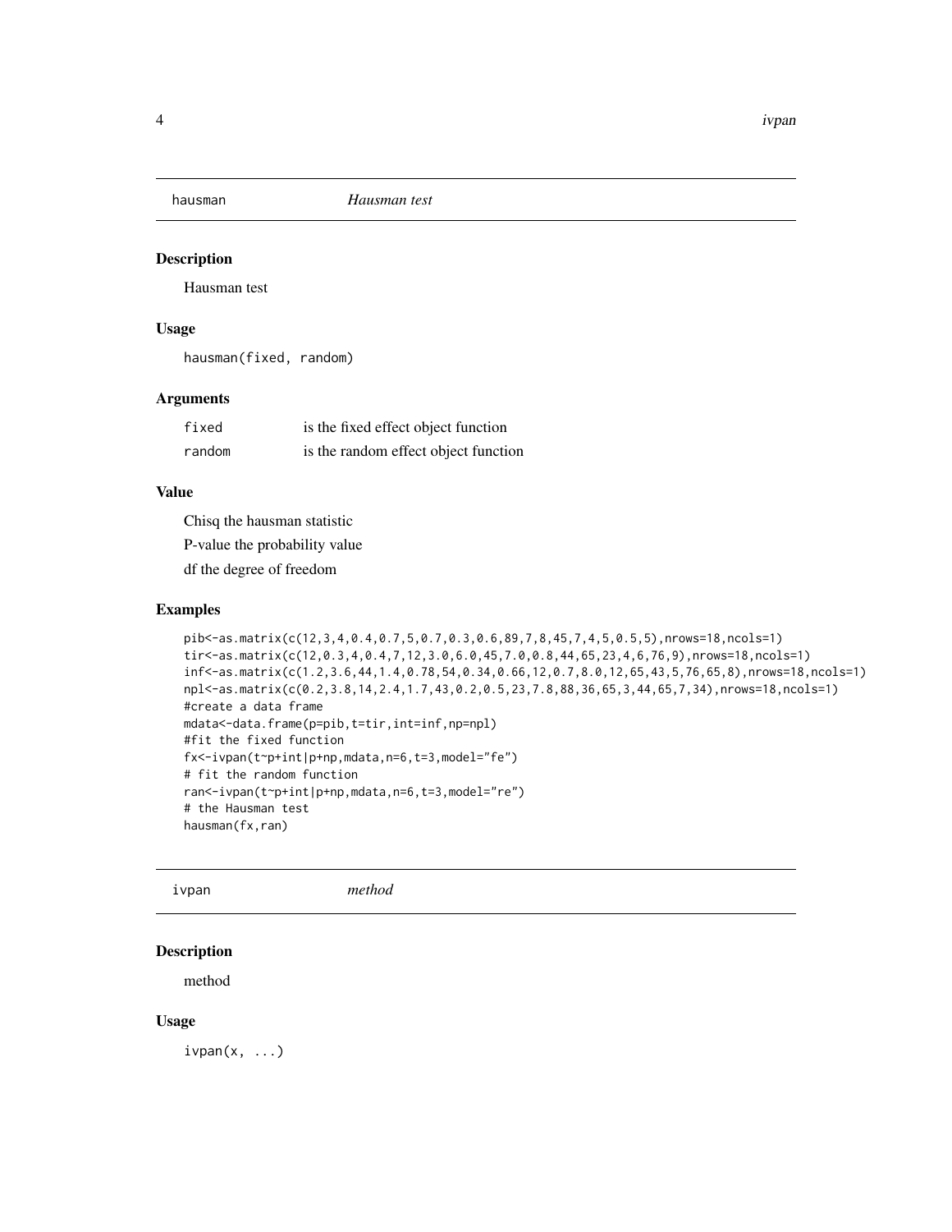## hausman — *Hausman test*

### Description

Hausman test

### Usage

```
hausman(fixed, random)
```

### Arguments

| | |
|---|---|
| fixed | is the fixed effect object function |
| random | is the random effect object function |

### Value

Chisq the hausman statistic

P-value the probability value

df the degree of freedom

### Examples

```
pib<-as.matrix(c(12,3,4,0.4,0.7,5,0.7,0.3,0.6,89,7,8,45,7,4,5,0.5,5),nrows=18,ncols=1)
tir<-as.matrix(c(12,0.3,4,0.4,7,12,3.0,6.0,45,7.0,0.8,44,65,23,4,6,76,9),nrows=18,ncols=1)
inf<-as.matrix(c(1.2,3.6,44,1.4,0.78,54,0.34,0.66,12,0.7,8.0,12,65,43,5,76,65,8),nrows=18,ncols=1)
npl<-as.matrix(c(0.2,3.8,14,2.4,1.7,43,0.2,0.5,23,7.8,88,36,65,3,44,65,7,34),nrows=18,ncols=1)
#create a data frame
mdata<-data.frame(p=pib,t=tir,int=inf,np=npl)
#fit the fixed function
fx<-ivpan(t~p+int|p+np,mdata,n=6,t=3,model="fe")
# fit the random function
ran<-ivpan(t~p+int|p+np,mdata,n=6,t=3,model="re")
# the Hausman test
hausman(fx,ran)
```

## ivpan — *method*

### Description

method

### Usage

```
ivpan(x, ...)
```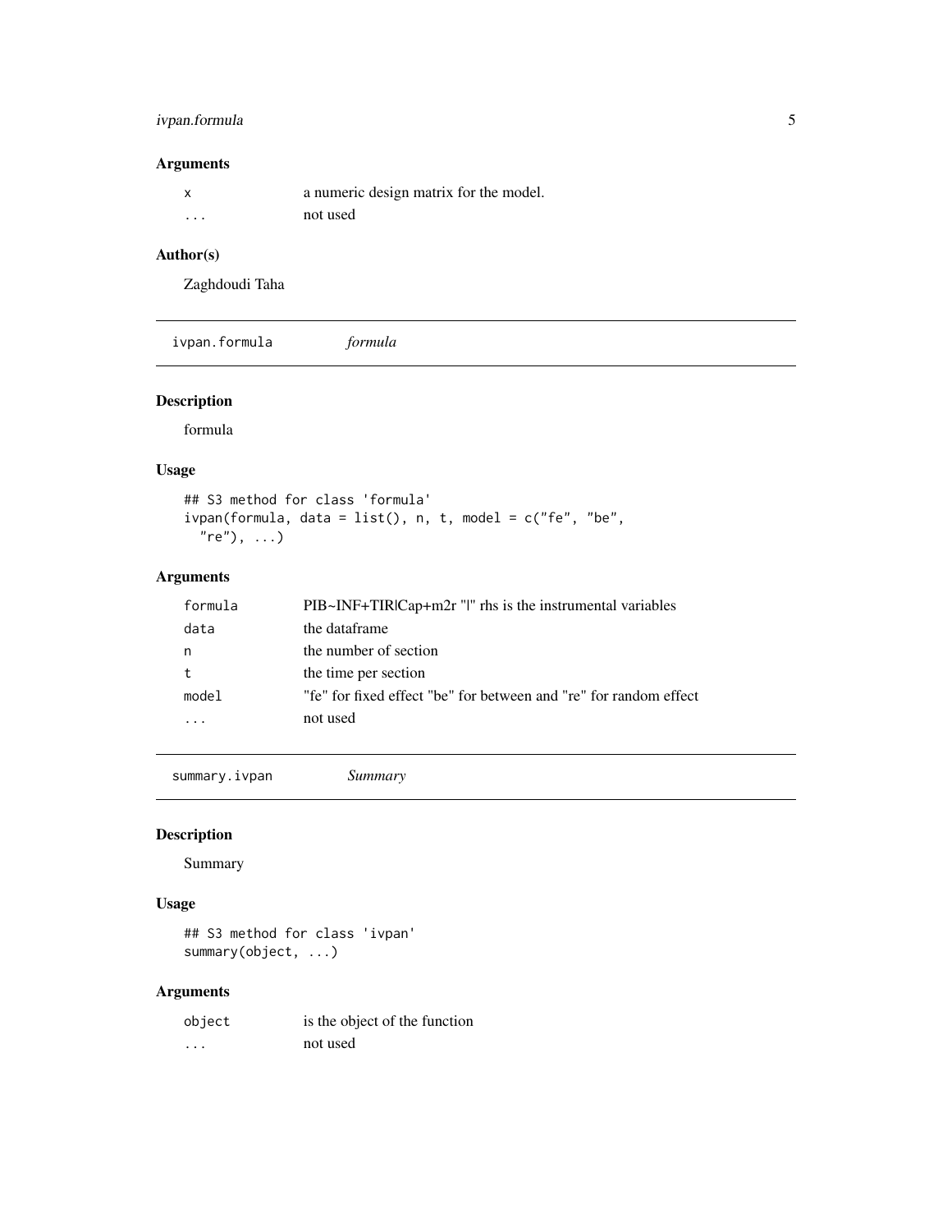## Arguments

| | |
|---|---|
| x | a numeric design matrix for the model. |
| ... | not used |

## Author(s)

Zaghdoudi Taha

---

ivpan.formula *formula*

---

## Description

formula

## Usage

```
## S3 method for class 'formula'
ivpan(formula, data = list(), n, t, model = c("fe", "be",
  "re"), ...)
```

## Arguments

| | |
|---|---|
| formula | PIB~INF+TIR|Cap+m2r "|" rhs is the instrumental variables |
| data | the dataframe |
| n | the number of section |
| t | the time per section |
| model | "fe" for fixed effect "be" for between and "re" for random effect |
| ... | not used |

---

summary.ivpan *Summary*

---

## Description

Summary

## Usage

```
## S3 method for class 'ivpan'
summary(object, ...)
```

## Arguments

| | |
|---|---|
| object | is the object of the function |
| ... | not used |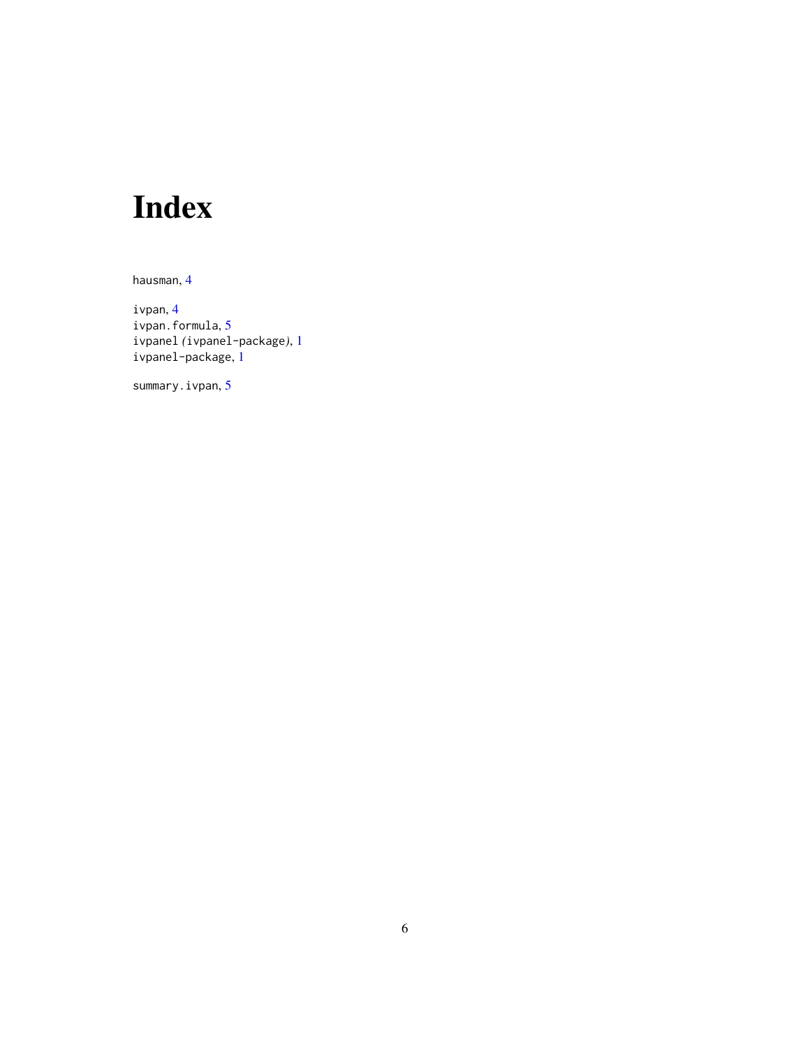# Index

hausman, 4

ivpan, 4
ivpan.formula, 5
ivpanel (ivpanel-package), 1
ivpanel-package, 1

summary.ivpan, 5